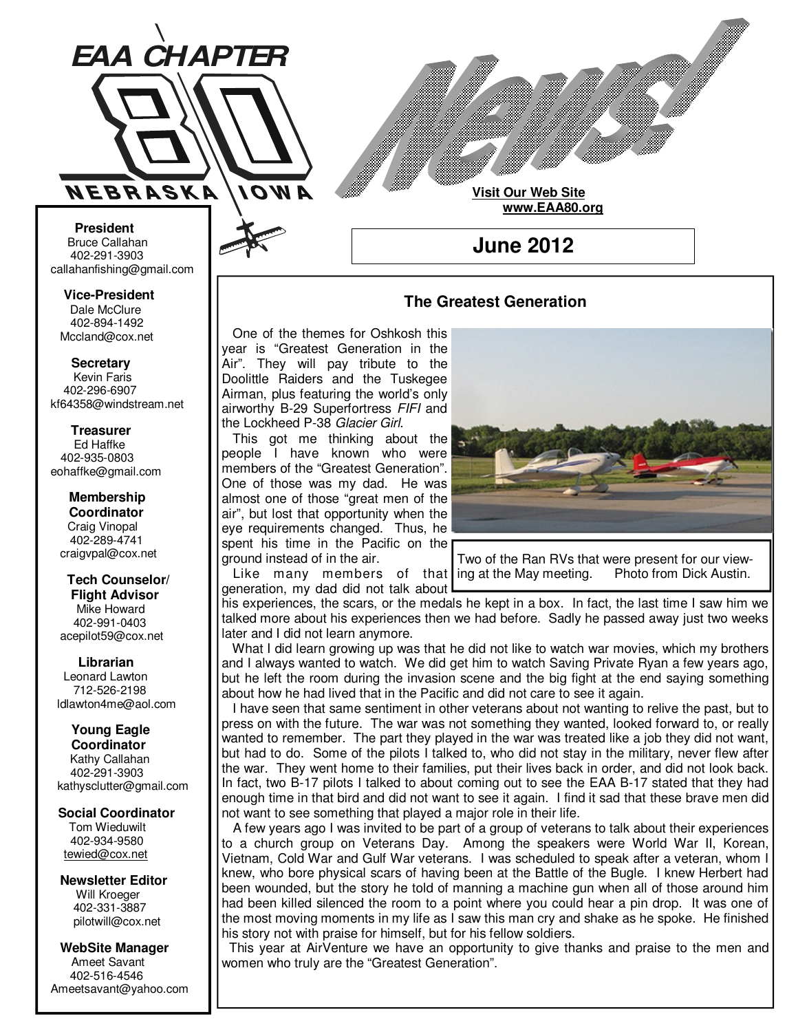# EAA CHAPTER 80 NEBRASKA IOWA

# News!

**Visit Our Web Site**
**www.EAA80.org**

## June 2012

**President**
Bruce Callahan
402-291-3903
callahanfishing@gmail.com

**Vice-President**
Dale McClure
402-894-1492
Mccland@cox.net

**Secretary**
Kevin Faris
402-296-6907
kf64358@windstream.net

**Treasurer**
Ed Haffke
402-935-0803
eohaffke@gmail.com

**Membership Coordinator**
Craig Vinopal
402-289-4741
craigvpal@cox.net

**Tech Counselor/ Flight Advisor**
Mike Howard
402-991-0403
acepilot59@cox.net

**Librarian**
Leonard Lawton
712-526-2198
ldlawton4me@aol.com

**Young Eagle Coordinator**
Kathy Callahan
402-291-3903
kathysclutter@gmail.com

**Social Coordinator**
Tom Wieduwilt
402-934-9580
tewied@cox.net

**Newsletter Editor**
Will Kroeger
402-331-3887
pilotwill@cox.net

**WebSite Manager**
Ameet Savant
402-516-4546
Ameetsavant@yahoo.com

### The Greatest Generation

One of the themes for Oshkosh this year is "Greatest Generation in the Air". They will pay tribute to the Doolittle Raiders and the Tuskegee Airman, plus featuring the world's only airworthy B-29 Superfortress *FIFI* and the Lockheed P-38 *Glacier Girl*.

This got me thinking about the people I have known who were members of the "Greatest Generation". One of those was my dad. He was almost one of those "great men of the air", but lost that opportunity when the eye requirements changed. Thus, he spent his time in the Pacific on the ground instead of in the air.

Two of the Ran RVs that were present for our viewing at the May meeting. Photo from Dick Austin.

Like many members of that generation, my dad did not talk about his experiences, the scars, or the medals he kept in a box. In fact, the last time I saw him we talked more about his experiences then we had before. Sadly he passed away just two weeks later and I did not learn anymore.

What I did learn growing up was that he did not like to watch war movies, which my brothers and I always wanted to watch. We did get him to watch Saving Private Ryan a few years ago, but he left the room during the invasion scene and the big fight at the end saying something about how he had lived that in the Pacific and did not care to see it again.

I have seen that same sentiment in other veterans about not wanting to relive the past, but to press on with the future. The war was not something they wanted, looked forward to, or really wanted to remember. The part they played in the war was treated like a job they did not want, but had to do. Some of the pilots I talked to, who did not stay in the military, never flew after the war. They went home to their families, put their lives back in order, and did not look back. In fact, two B-17 pilots I talked to about coming out to see the EAA B-17 stated that they had enough time in that bird and did not want to see it again. I find it sad that these brave men did not want to see something that played a major role in their life.

A few years ago I was invited to be part of a group of veterans to talk about their experiences to a church group on Veterans Day. Among the speakers were World War II, Korean, Vietnam, Cold War and Gulf War veterans. I was scheduled to speak after a veteran, whom I knew, who bore physical scars of having been at the Battle of the Bugle. I knew Herbert had been wounded, but the story he told of manning a machine gun when all of those around him had been killed silenced the room to a point where you could hear a pin drop. It was one of the most moving moments in my life as I saw this man cry and shake as he spoke. He finished his story not with praise for himself, but for his fellow soldiers.

This year at AirVenture we have an opportunity to give thanks and praise to the men and women who truly are the "Greatest Generation".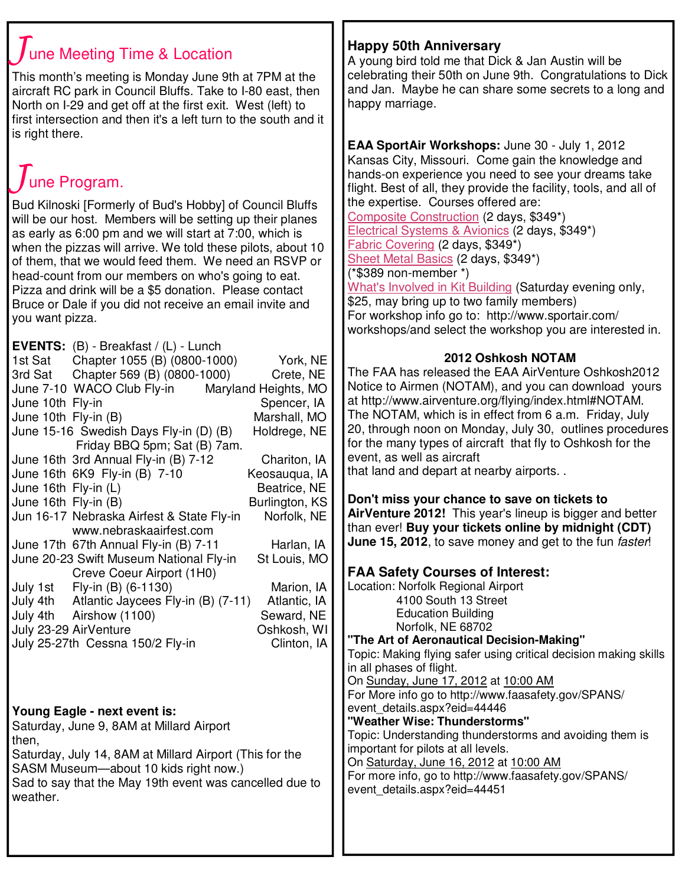## June Meeting Time & Location

This month's meeting is Monday June 9th at 7PM at the aircraft RC park in Council Bluffs. Take to I-80 east, then North on I-29 and get off at the first exit. West (left) to first intersection and then it's a left turn to the south and it is right there.

## June Program.

Bud Kilnoski [Formerly of Bud's Hobby] of Council Bluffs will be our host. Members will be setting up their planes as early as 6:00 pm and we will start at 7:00, which is when the pizzas will arrive. We told these pilots, about 10 of them, that we would feed them. We need an RSVP or head-count from our members on who's going to eat. Pizza and drink will be a $5 donation. Please contact Bruce or Dale if you did not receive an email invite and you want pizza.

**EVENTS:** (B) - Breakfast / (L) - Lunch

| Date | Event | Location |
|---|---|---|
| 1st Sat | Chapter 1055 (B) (0800-1000) | York, NE |
| 3rd Sat | Chapter 569 (B) (0800-1000) | Crete, NE |
| June 7-10 | WACO Club Fly-in | Maryland Heights, MO |
| June 10th | Fly-in | Spencer, IA |
| June 10th | Fly-in (B) | Marshall, MO |
| June 15-16 | Swedish Days Fly-in (D) (B) Friday BBQ 5pm; Sat (B) 7am. | Holdrege, NE |
| June 16th | 3rd Annual Fly-in (B) 7-12 | Chariton, IA |
| June 16th | 6K9 Fly-in (B) 7-10 | Keosauqua, IA |
| June 16th | Fly-in (L) | Beatrice, NE |
| June 16th | Fly-in (B) | Burlington, KS |
| Jun 16-17 | Nebraska Airfest & State Fly-in www.nebraskaairfest.com | Norfolk, NE |
| June 17th | 67th Annual Fly-in (B) 7-11 | Harlan, IA |
| June 20-23 | Swift Museum National Fly-in Creve Coeur Airport (1H0) | St Louis, MO |
| July 1st | Fly-in (B) (6-1130) | Marion, IA |
| July 4th | Atlantic Jaycees Fly-in (B) (7-11) | Atlantic, IA |
| July 4th | Airshow (1100) | Seward, NE |
| July 23-29 | AirVenture | Oshkosh, WI |
| July 25-27th | Cessna 150/2 Fly-in | Clinton, IA |

**Young Eagle - next event is:**
Saturday, June 9, 8AM at Millard Airport
then,
Saturday, July 14, 8AM at Millard Airport (This for the SASM Museum—about 10 kids right now.)
Sad to say that the May 19th event was cancelled due to weather.

### Happy 50th Anniversary

A young bird told me that Dick & Jan Austin will be celebrating their 50th on June 9th. Congratulations to Dick and Jan. Maybe he can share some secrets to a long and happy marriage.

**EAA SportAir Workshops:** June 30 - July 1, 2012 Kansas City, Missouri. Come gain the knowledge and hands-on experience you need to see your dreams take flight. Best of all, they provide the facility, tools, and all of the expertise. Courses offered are:
Composite Construction (2 days, $349*)
Electrical Systems & Avionics (2 days, $349*)
Fabric Covering (2 days, $349*)
Sheet Metal Basics (2 days, $349*)
(*$389 non-member *)
What's Involved in Kit Building (Saturday evening only, $25, may bring up to two family members)
For workshop info go to: http://www.sportair.com/workshops/and select the workshop you are interested in.

**2012 Oshkosh NOTAM**

The FAA has released the EAA AirVenture Oshkosh2012 Notice to Airmen (NOTAM), and you can download yours at http://www.airventure.org/flying/index.html#NOTAM. The NOTAM, which is in effect from 6 a.m. Friday, July 20, through noon on Monday, July 30, outlines procedures for the many types of aircraft that fly to Oshkosh for the event, as well as aircraft that land and depart at nearby airports. .

**Don't miss your chance to save on tickets to AirVenture 2012!** This year's lineup is bigger and better than ever! **Buy your tickets online by midnight (CDT) June 15, 2012**, to save money and get to the fun *faster*!

### FAA Safety Courses of Interest:

Location: Norfolk Regional Airport
4100 South 13 Street
Education Building
Norfolk, NE 68702

**"The Art of Aeronautical Decision-Making"**
Topic: Making flying safer using critical decision making skills in all phases of flight.
On Sunday, June 17, 2012 at 10:00 AM
For More info go to http://www.faasafety.gov/SPANS/event_details.aspx?eid=44446

**"Weather Wise: Thunderstorms"**
Topic: Understanding thunderstorms and avoiding them is important for pilots at all levels.
On Saturday, June 16, 2012 at 10:00 AM
For more info, go to http://www.faasafety.gov/SPANS/event_details.aspx?eid=44451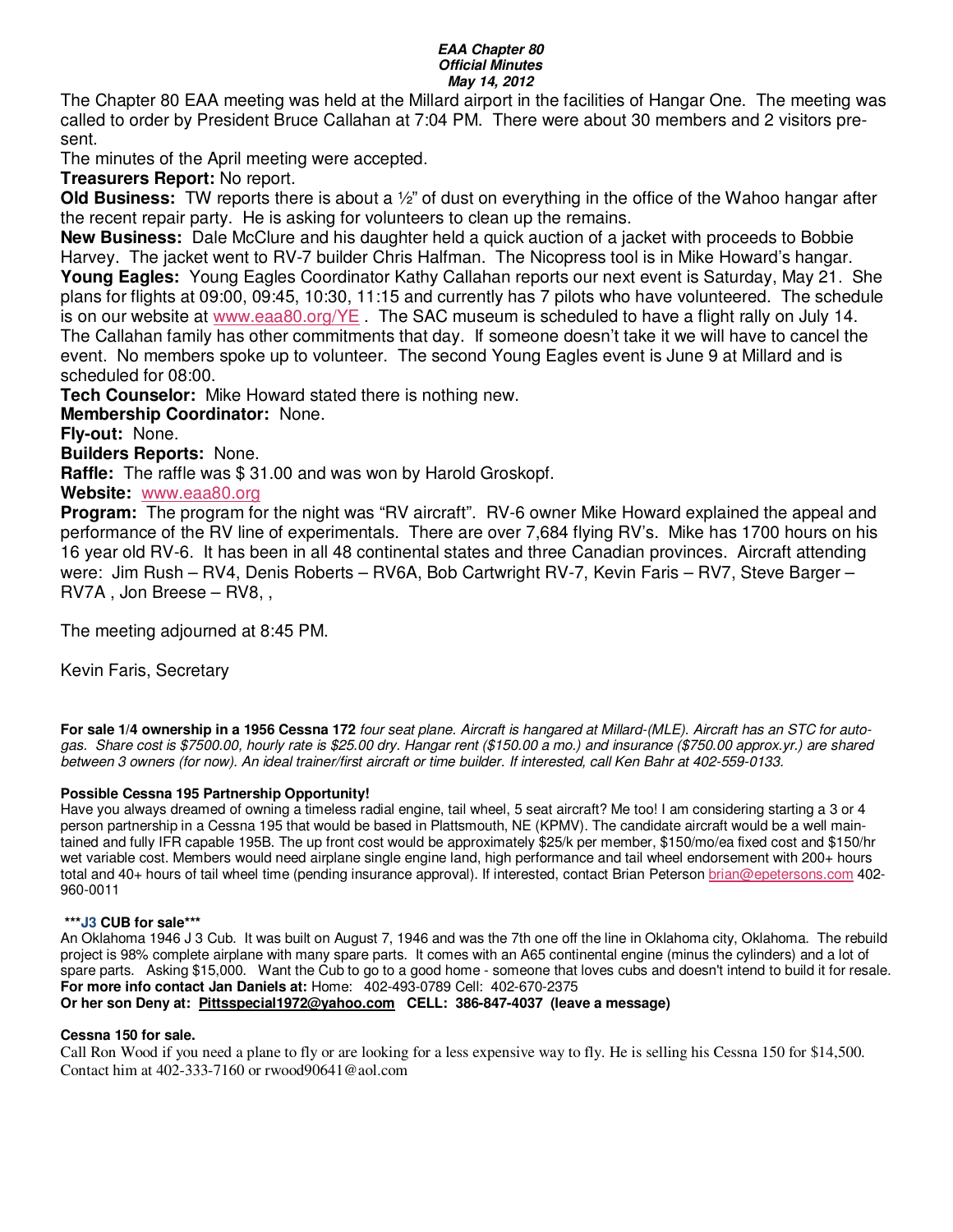***EAA Chapter 80***
***Official Minutes***
***May 14, 2012***

The Chapter 80 EAA meeting was held at the Millard airport in the facilities of Hangar One. The meeting was called to order by President Bruce Callahan at 7:04 PM. There were about 30 members and 2 visitors present.

The minutes of the April meeting were accepted.

**Treasurers Report:** No report.

**Old Business:** TW reports there is about a ½" of dust on everything in the office of the Wahoo hangar after the recent repair party. He is asking for volunteers to clean up the remains.

**New Business:** Dale McClure and his daughter held a quick auction of a jacket with proceeds to Bobbie Harvey. The jacket went to RV-7 builder Chris Halfman. The Nicopress tool is in Mike Howard's hangar.

**Young Eagles:** Young Eagles Coordinator Kathy Callahan reports our next event is Saturday, May 21. She plans for flights at 09:00, 09:45, 10:30, 11:15 and currently has 7 pilots who have volunteered. The schedule is on our website at www.eaa80.org/YE . The SAC museum is scheduled to have a flight rally on July 14. The Callahan family has other commitments that day. If someone doesn't take it we will have to cancel the event. No members spoke up to volunteer. The second Young Eagles event is June 9 at Millard and is scheduled for 08:00.

**Tech Counselor:** Mike Howard stated there is nothing new.

**Membership Coordinator:** None.

**Fly-out:** None.

**Builders Reports:** None.

**Raffle:** The raffle was $ 31.00 and was won by Harold Groskopf.

**Website:** www.eaa80.org

**Program:** The program for the night was "RV aircraft". RV-6 owner Mike Howard explained the appeal and performance of the RV line of experimentals. There are over 7,684 flying RV's. Mike has 1700 hours on his 16 year old RV-6. It has been in all 48 continental states and three Canadian provinces. Aircraft attending were: Jim Rush – RV4, Denis Roberts – RV6A, Bob Cartwright RV-7, Kevin Faris – RV7, Steve Barger – RV7A , Jon Breese – RV8, ,

The meeting adjourned at 8:45 PM.

Kevin Faris, Secretary

**For sale 1/4 ownership in a 1956 Cessna 172** *four seat plane. Aircraft is hangared at Millard-(MLE). Aircraft has an STC for auto-gas. Share cost is $7500.00, hourly rate is $25.00 dry. Hangar rent ($150.00 a mo.) and insurance ($750.00 approx.yr.) are shared between 3 owners (for now). An ideal trainer/first aircraft or time builder. If interested, call Ken Bahr at 402-559-0133.*

**Possible Cessna 195 Partnership Opportunity!**

Have you always dreamed of owning a timeless radial engine, tail wheel, 5 seat aircraft? Me too! I am considering starting a 3 or 4 person partnership in a Cessna 195 that would be based in Plattsmouth, NE (KPMV). The candidate aircraft would be a well maintained and fully IFR capable 195B. The up front cost would be approximately $25/k per member, $150/mo/ea fixed cost and $150/hr wet variable cost. Members would need airplane single engine land, high performance and tail wheel endorsement with 200+ hours total and 40+ hours of tail wheel time (pending insurance approval). If interested, contact Brian Peterson brian@epetersons.com 402-960-0011

**\*\*\*J3 CUB for sale\*\*\***

An Oklahoma 1946 J 3 Cub. It was built on August 7, 1946 and was the 7th one off the line in Oklahoma city, Oklahoma. The rebuild project is 98% complete airplane with many spare parts. It comes with an A65 continental engine (minus the cylinders) and a lot of spare parts. Asking $15,000. Want the Cub to go to a good home - someone that loves cubs and doesn't intend to build it for resale.
**For more info contact Jan Daniels at:** Home: 402-493-0789 Cell: 402-670-2375
**Or her son Deny at: Pittsspecial1972@yahoo.com CELL: 386-847-4037 (leave a message)**

**Cessna 150 for sale.**

Call Ron Wood if you need a plane to fly or are looking for a less expensive way to fly. He is selling his Cessna 150 for $14,500. Contact him at 402-333-7160 or rwood90641@aol.com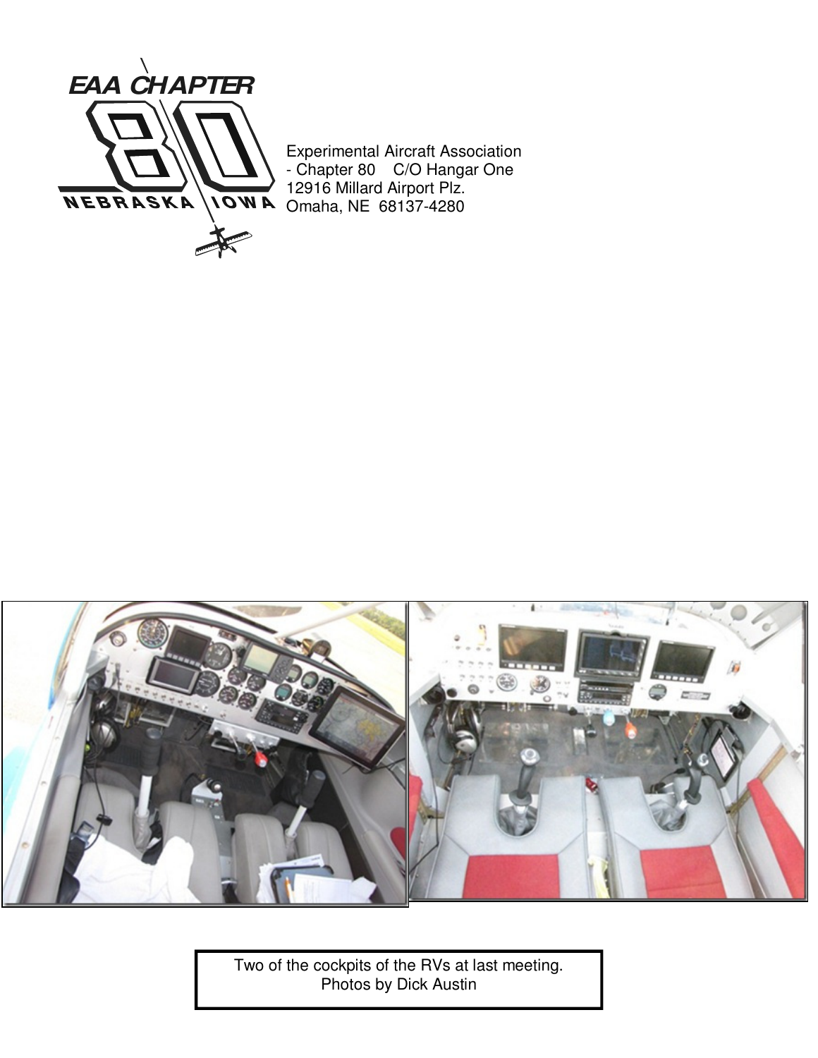Experimental Aircraft Association
- Chapter 80    C/O Hangar One
12916 Millard Airport Plz.
Omaha, NE  68137-4280

Two of the cockpits of the RVs at last meeting.
Photos by Dick Austin